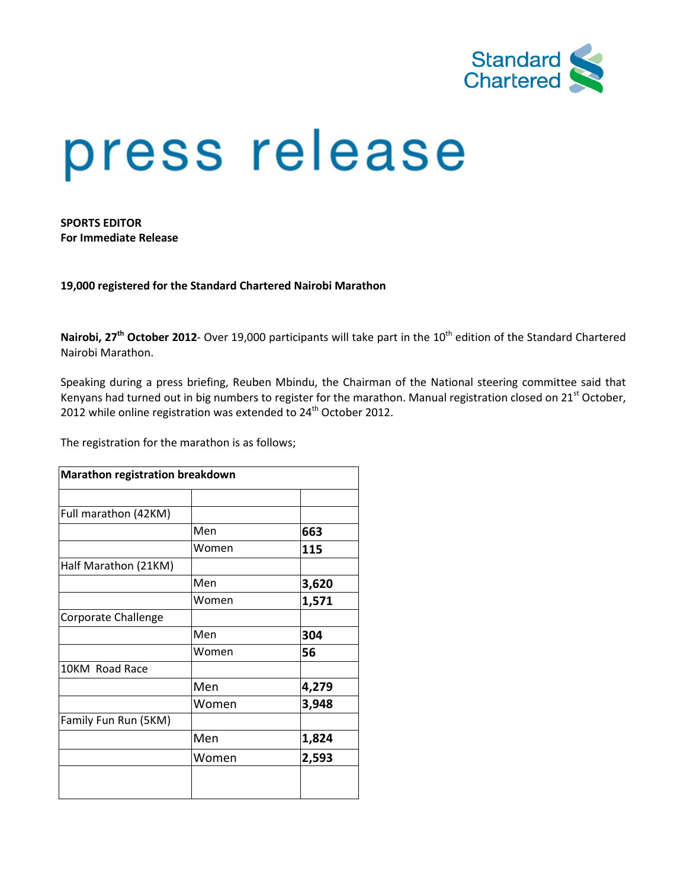# press release

**SPORTS EDITOR**
**For Immediate Release**

**19,000 registered for the Standard Chartered Nairobi Marathon**

**Nairobi, 27th October 2012**- Over 19,000 participants will take part in the 10th edition of the Standard Chartered Nairobi Marathon.

Speaking during a press briefing, Reuben Mbindu, the Chairman of the National steering committee said that Kenyans had turned out in big numbers to register for the marathon. Manual registration closed on 21st October, 2012 while online registration was extended to 24th October 2012.

The registration for the marathon is as follows;

| **Marathon registration breakdown** | | |
|---|---|---|
| | | |
| Full marathon (42KM) | | |
| | Men | **663** |
| | Women | **115** |
| Half Marathon (21KM) | | |
| | Men | **3,620** |
| | Women | **1,571** |
| Corporate Challenge | | |
| | Men | **304** |
| | Women | **56** |
| 10KM Road Race | | |
| | Men | **4,279** |
| | Women | **3,948** |
| Family Fun Run (5KM) | | |
| | Men | **1,824** |
| | Women | **2,593** |
| | | |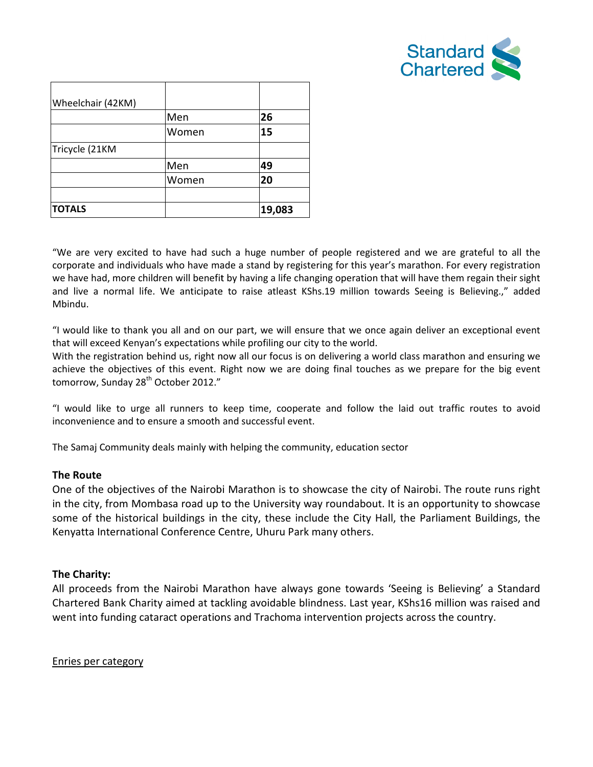| Wheelchair (42KM) | | |
|---|---|---|
| | Men | **26** |
| | Women | **15** |
| Tricycle (21KM | | |
| | Men | **49** |
| | Women | **20** |
| | | |
| **TOTALS** | | **19,083** |

"We are very excited to have had such a huge number of people registered and we are grateful to all the corporate and individuals who have made a stand by registering for this year's marathon. For every registration we have had, more children will benefit by having a life changing operation that will have them regain their sight and live a normal life. We anticipate to raise atleast KShs.19 million towards Seeing is Believing.," added Mbindu.

"I would like to thank you all and on our part, we will ensure that we once again deliver an exceptional event that will exceed Kenyan's expectations while profiling our city to the world.
With the registration behind us, right now all our focus is on delivering a world class marathon and ensuring we achieve the objectives of this event. Right now we are doing final touches as we prepare for the big event tomorrow, Sunday 28th October 2012."

"I would like to urge all runners to keep time, cooperate and follow the laid out traffic routes to avoid inconvenience and to ensure a smooth and successful event.

The Samaj Community deals mainly with helping the community, education sector

**The Route**

One of the objectives of the Nairobi Marathon is to showcase the city of Nairobi. The route runs right in the city, from Mombasa road up to the University way roundabout. It is an opportunity to showcase some of the historical buildings in the city, these include the City Hall, the Parliament Buildings, the Kenyatta International Conference Centre, Uhuru Park many others.

**The Charity:**

All proceeds from the Nairobi Marathon have always gone towards 'Seeing is Believing' a Standard Chartered Bank Charity aimed at tackling avoidable blindness. Last year, KShs16 million was raised and went into funding cataract operations and Trachoma intervention projects across the country.

<u>Enries per category</u>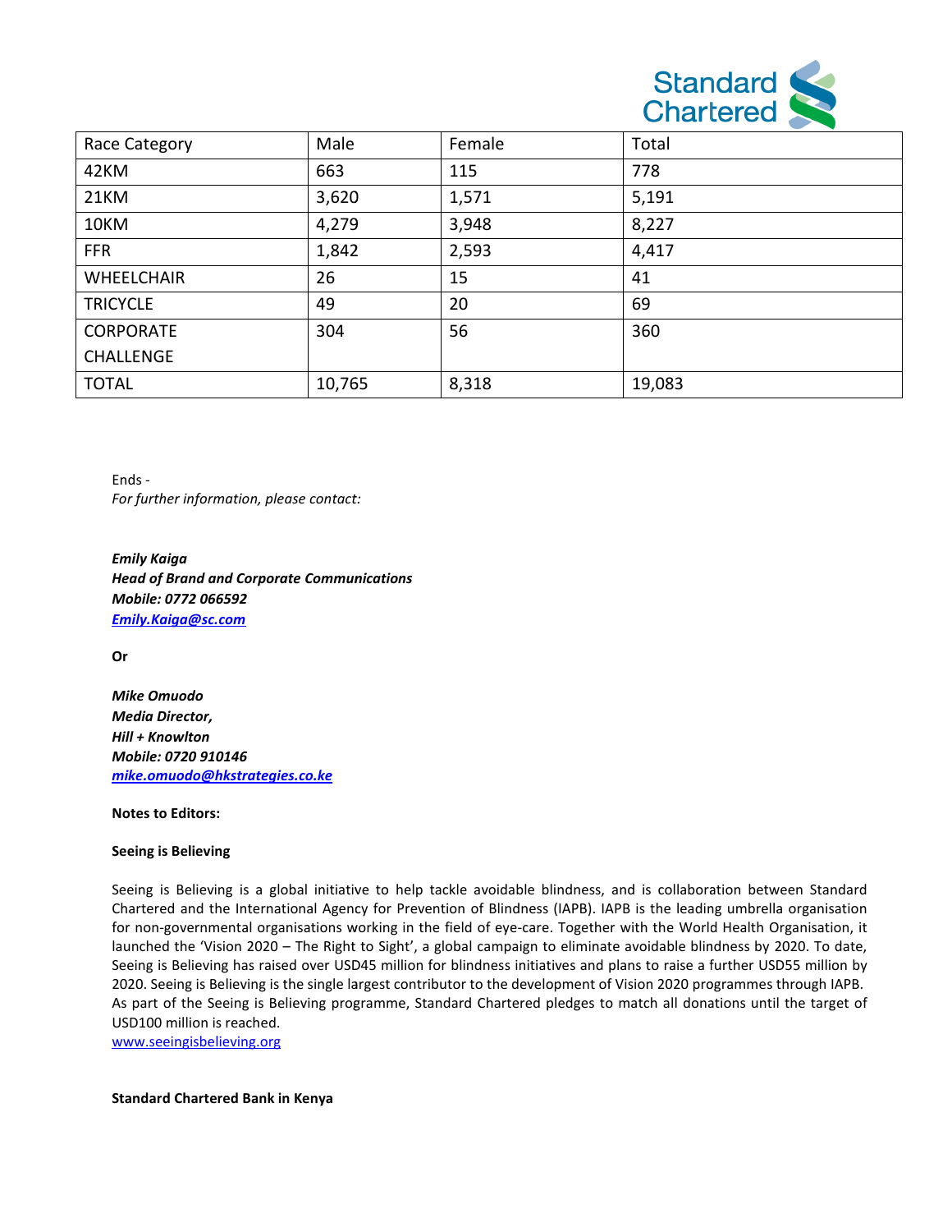| Race Category | Male | Female | Total |
|---|---|---|---|
| 42KM | 663 | 115 | 778 |
| 21KM | 3,620 | 1,571 | 5,191 |
| 10KM | 4,279 | 3,948 | 8,227 |
| FFR | 1,842 | 2,593 | 4,417 |
| WHEELCHAIR | 26 | 15 | 41 |
| TRICYCLE | 49 | 20 | 69 |
| CORPORATE CHALLENGE | 304 | 56 | 360 |
| TOTAL | 10,765 | 8,318 | 19,083 |

Ends -

*For further information, please contact:*

***Emily Kaiga***
***Head of Brand and Corporate Communications***
***Mobile: 0772 066592***
***Emily.Kaiga@sc.com***

**Or**

***Mike Omuodo***
***Media Director,***
***Hill + Knowlton***
***Mobile: 0720 910146***
***mike.omuodo@hkstrategies.co.ke***

**Notes to Editors:**

**Seeing is Believing**

Seeing is Believing is a global initiative to help tackle avoidable blindness, and is collaboration between Standard Chartered and the International Agency for Prevention of Blindness (IAPB). IAPB is the leading umbrella organisation for non-governmental organisations working in the field of eye-care. Together with the World Health Organisation, it launched the 'Vision 2020 – The Right to Sight', a global campaign to eliminate avoidable blindness by 2020. To date, Seeing is Believing has raised over USD45 million for blindness initiatives and plans to raise a further USD55 million by 2020. Seeing is Believing is the single largest contributor to the development of Vision 2020 programmes through IAPB. As part of the Seeing is Believing programme, Standard Chartered pledges to match all donations until the target of USD100 million is reached.
www.seeingisbelieving.org

**Standard Chartered Bank in Kenya**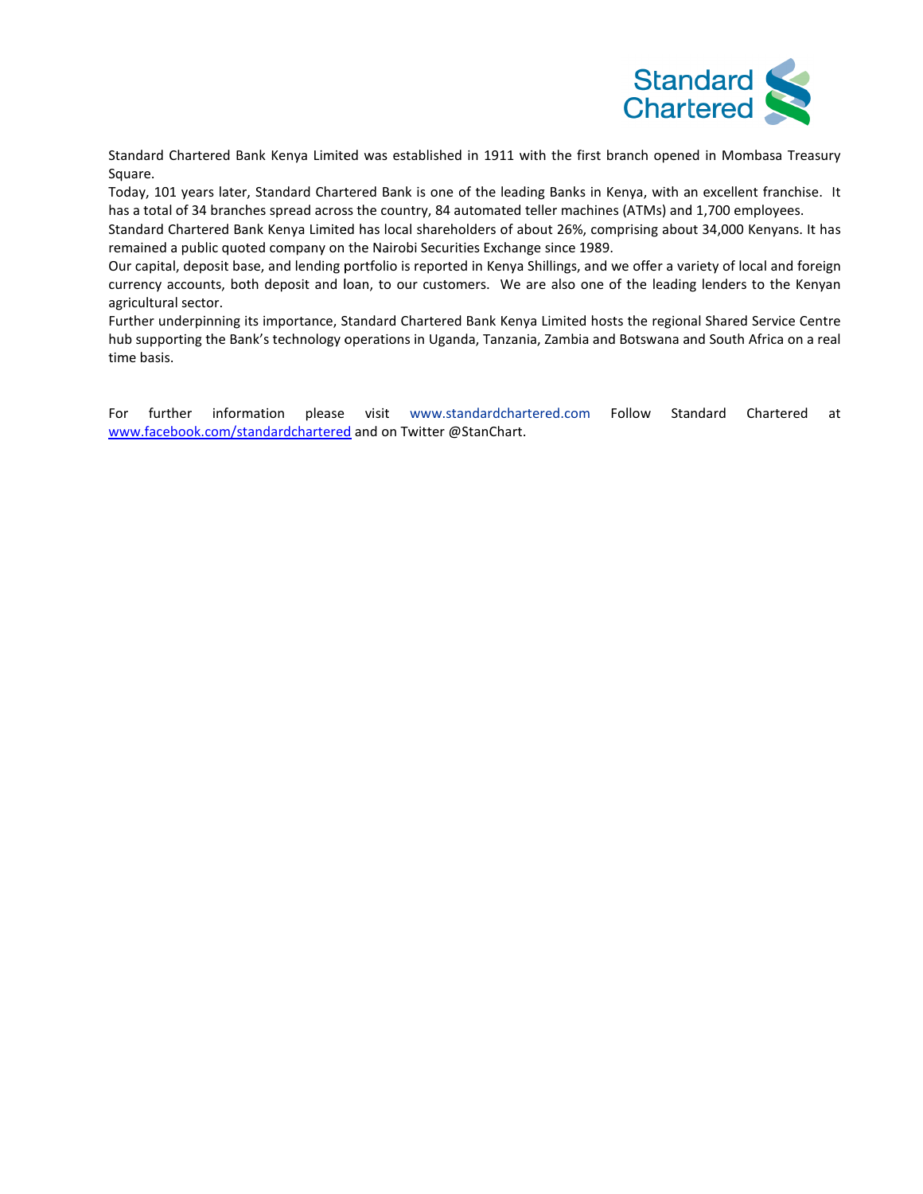Standard Chartered Bank Kenya Limited was established in 1911 with the first branch opened in Mombasa Treasury Square.

Today, 101 years later, Standard Chartered Bank is one of the leading Banks in Kenya, with an excellent franchise. It has a total of 34 branches spread across the country, 84 automated teller machines (ATMs) and 1,700 employees.

Standard Chartered Bank Kenya Limited has local shareholders of about 26%, comprising about 34,000 Kenyans. It has remained a public quoted company on the Nairobi Securities Exchange since 1989.

Our capital, deposit base, and lending portfolio is reported in Kenya Shillings, and we offer a variety of local and foreign currency accounts, both deposit and loan, to our customers. We are also one of the leading lenders to the Kenyan agricultural sector.

Further underpinning its importance, Standard Chartered Bank Kenya Limited hosts the regional Shared Service Centre hub supporting the Bank's technology operations in Uganda, Tanzania, Zambia and Botswana and South Africa on a real time basis.

For further information please visit www.standardchartered.com Follow Standard Chartered at www.facebook.com/standardchartered and on Twitter @StanChart.